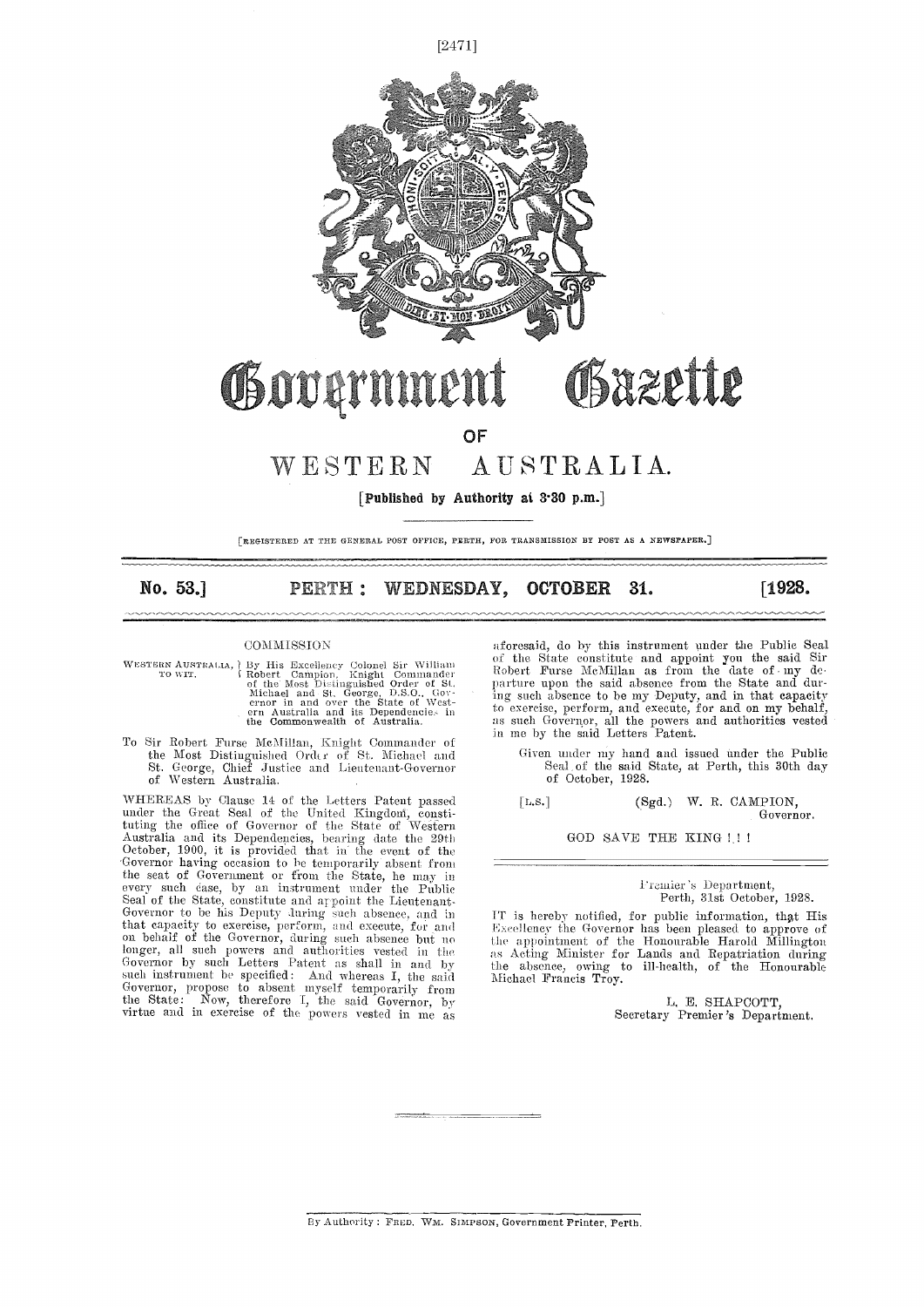# Government Gazette

## OF

# WESTERN AUSTRALIA.

**[Published by Authority at 3·30 p.m.]**

[REGISTERED AT THE GENERAL POST OFFICE, PERTH, FOR TRANSMISSION BY POST AS A NEWSPAPER.]

**No. 53.] PERTH: WEDNESDAY, OCTOBER 31. [1928.**

---

### COMMISSION

WESTERN AUSTRALIA, TO WIT. } By His Excellency Colonel Sir William Robert Campion, Knight Commander of the Most Distinguished Order of St. Michael and St. George, D.S.O., Governor in and over the State of Western Australia and its Dependencies in the Commonwealth of Australia.

To Sir Robert Furse McMillan, Knight Commander of the Most Distinguished Order of St. Michael and St. George, Chief Justice and Lieutenant-Governor of Western Australia.

WHEREAS by Clause 14 of the Letters Patent passed under the Great Seal of the United Kingdom, constituting the office of Governor of the State of Western Australia and its Dependencies, bearing date the 29th October, 1900, it is provided that in the event of the Governor having occasion to be temporarily absent from the seat of Government or from the State, he may in every such case, by an instrument under the Public Seal of the State, constitute and appoint the Lieutenant-Governor to be his Deputy during such absence, and in that capacity to exercise, perform, and execute, for and on behalf of the Governor, during such absence but no longer, all such powers and authorities vested in the Governor by such Letters Patent as shall in and by such instrument be specified: And whereas I, the said Governor, propose to absent myself temporarily from the State: Now, therefore I, the said Governor, by virtue and in exercise of the powers vested in me as aforesaid, do by this instrument under the Public Seal of the State constitute and appoint you the said Sir Robert Furse McMillan as from the date of my departure upon the said absence from the State and during such absence to be my Deputy, and in that capacity to exercise, perform, and execute, for and on my behalf, as such Governor, all the powers and authorities vested in me by the said Letters Patent.

Given under my hand and issued under the Public Seal of the said State, at Perth, this 30th day of October, 1928.

[L.S.] (Sgd.) W. R. CAMPION, Governor.

GOD SAVE THE KING ! ! !

---

Premier's Department,
Perth, 31st October, 1928.

IT is hereby notified, for public information, that His Excellency the Governor has been pleased to approve of the appointment of the Honourable Harold Millington as Acting Minister for Lands and Repatriation during the absence, owing to ill-health, of the Honourable Michael Francis Troy.

L. E. SHAPCOTT,
Secretary Premier's Department.

---

By Authority: FRED. WM. SIMPSON, Government Printer, Perth.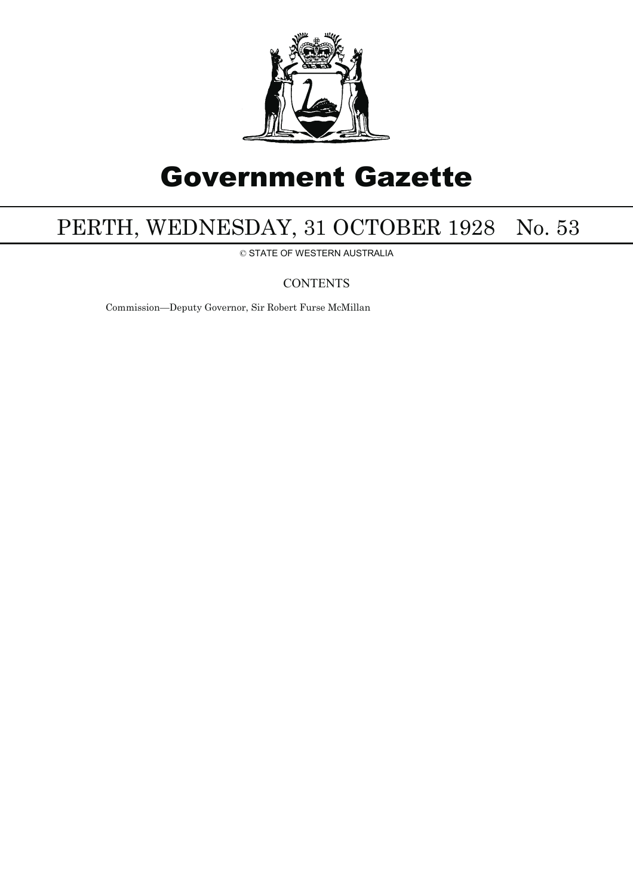# Government Gazette

## PERTH, WEDNESDAY, 31 OCTOBER 1928 No. 53

© STATE OF WESTERN AUSTRALIA

CONTENTS

Commission—Deputy Governor, Sir Robert Furse McMillan